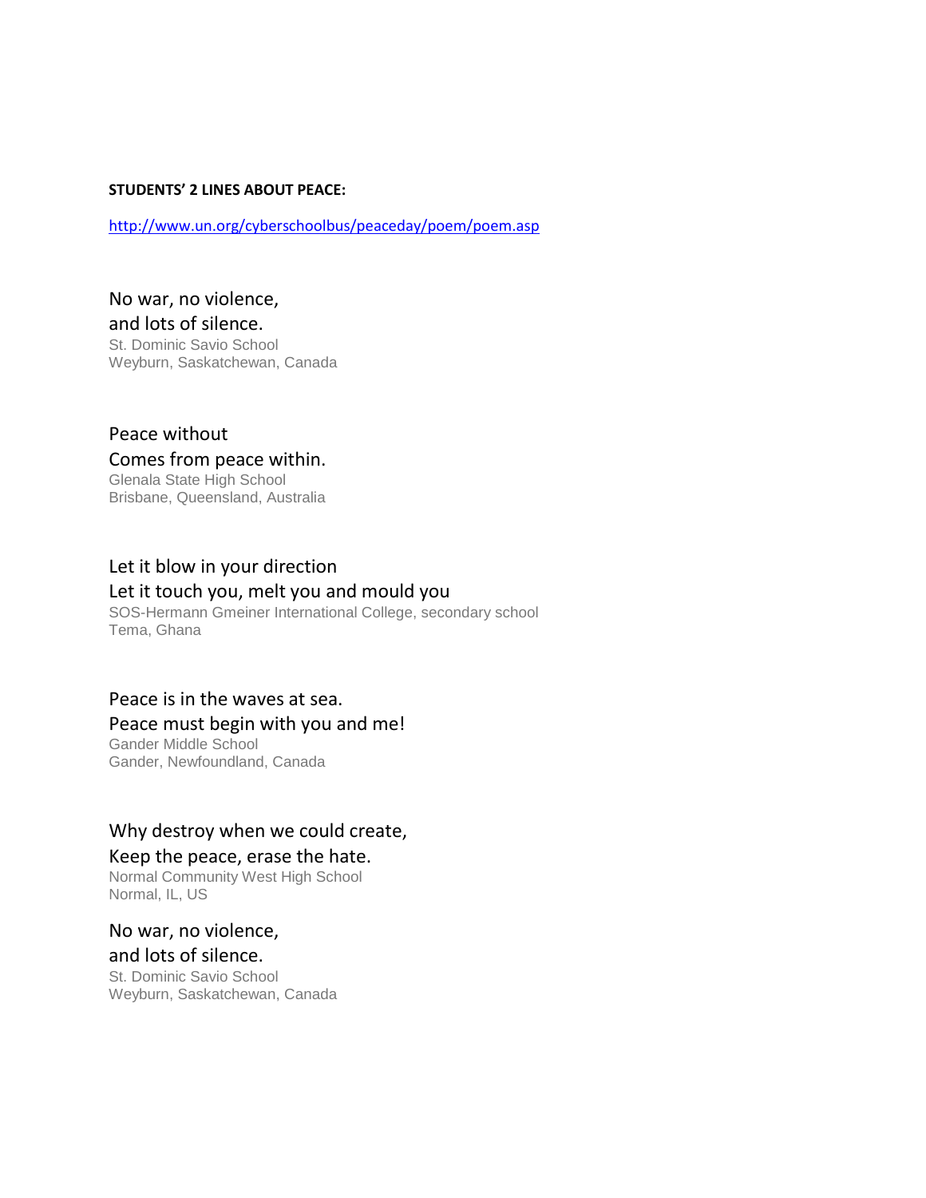**STUDENTS' 2 LINES ABOUT PEACE:**

http://www.un.org/cyberschoolbus/peaceday/poem/poem.asp

No war, no violence,  
and lots of silence.  
St. Dominic Savio School  
Weyburn, Saskatchewan, Canada

Peace without  
Comes from peace within.  
Glenala State High School  
Brisbane, Queensland, Australia

Let it blow in your direction  
Let it touch you, melt you and mould you  
SOS-Hermann Gmeiner International College, secondary school  
Tema, Ghana

Peace is in the waves at sea.  
Peace must begin with you and me!  
Gander Middle School  
Gander, Newfoundland, Canada

Why destroy when we could create,  
Keep the peace, erase the hate.  
Normal Community West High School  
Normal, IL, US

No war, no violence,  
and lots of silence.  
St. Dominic Savio School  
Weyburn, Saskatchewan, Canada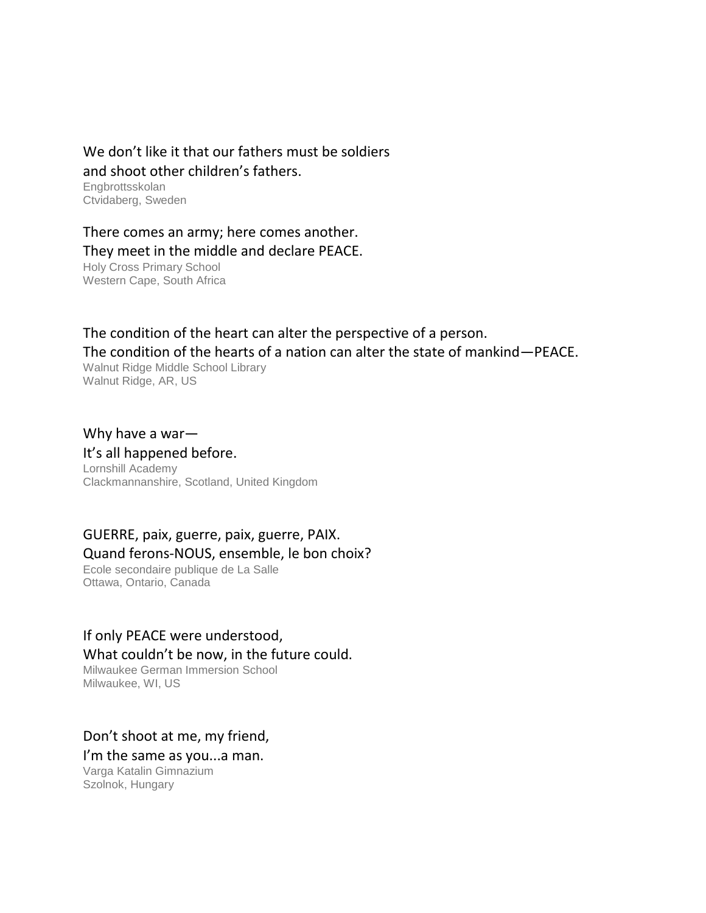We don’t like it that our fathers must be soldiers
and shoot other children’s fathers.
Engbrottsskolan
Ctvidaberg, Sweden

There comes an army; here comes another.
They meet in the middle and declare PEACE.
Holy Cross Primary School
Western Cape, South Africa

The condition of the heart can alter the perspective of a person.
The condition of the hearts of a nation can alter the state of mankind—PEACE.
Walnut Ridge Middle School Library
Walnut Ridge, AR, US

Why have a war—
It’s all happened before.
Lornshill Academy
Clackmannanshire, Scotland, United Kingdom

GUERRE, paix, guerre, paix, guerre, PAIX.
Quand ferons-NOUS, ensemble, le bon choix?
Ecole secondaire publique de La Salle
Ottawa, Ontario, Canada

If only PEACE were understood,
What couldn’t be now, in the future could.
Milwaukee German Immersion School
Milwaukee, WI, US

Don’t shoot at me, my friend,
I’m the same as you...a man.
Varga Katalin Gimnazium
Szolnok, Hungary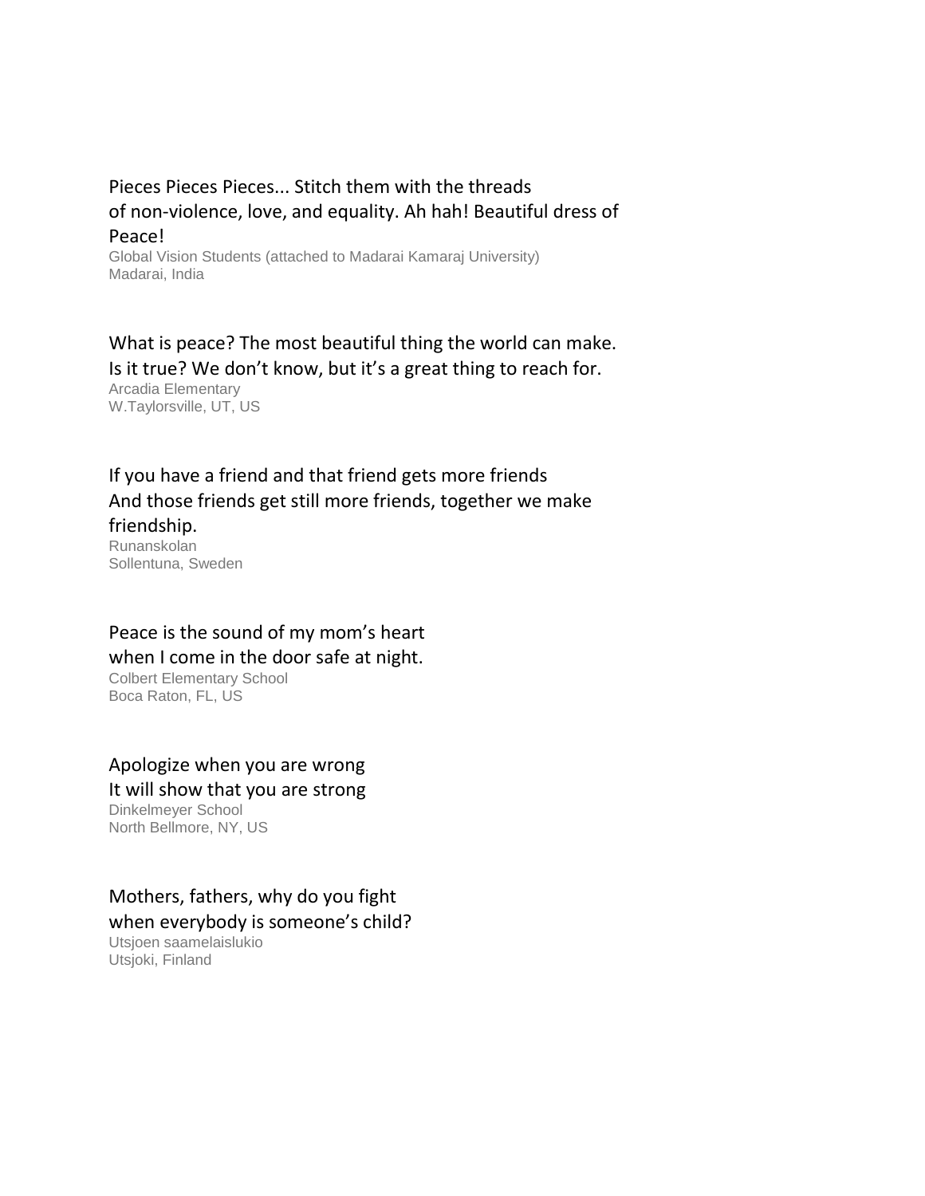Pieces Pieces Pieces... Stitch them with the threads
of non-violence, love, and equality. Ah hah! Beautiful dress of Peace!

Global Vision Students (attached to Madarai Kamaraj University)
Madarai, India

What is peace? The most beautiful thing the world can make.
Is it true? We don't know, but it's a great thing to reach for.

Arcadia Elementary
W.Taylorsville, UT, US

If you have a friend and that friend gets more friends
And those friends get still more friends, together we make friendship.

Runanskolan
Sollentuna, Sweden

Peace is the sound of my mom's heart
when I come in the door safe at night.

Colbert Elementary School
Boca Raton, FL, US

Apologize when you are wrong
It will show that you are strong

Dinkelmeyer School
North Bellmore, NY, US

Mothers, fathers, why do you fight
when everybody is someone's child?

Utsjoen saamelaislukio
Utsjoki, Finland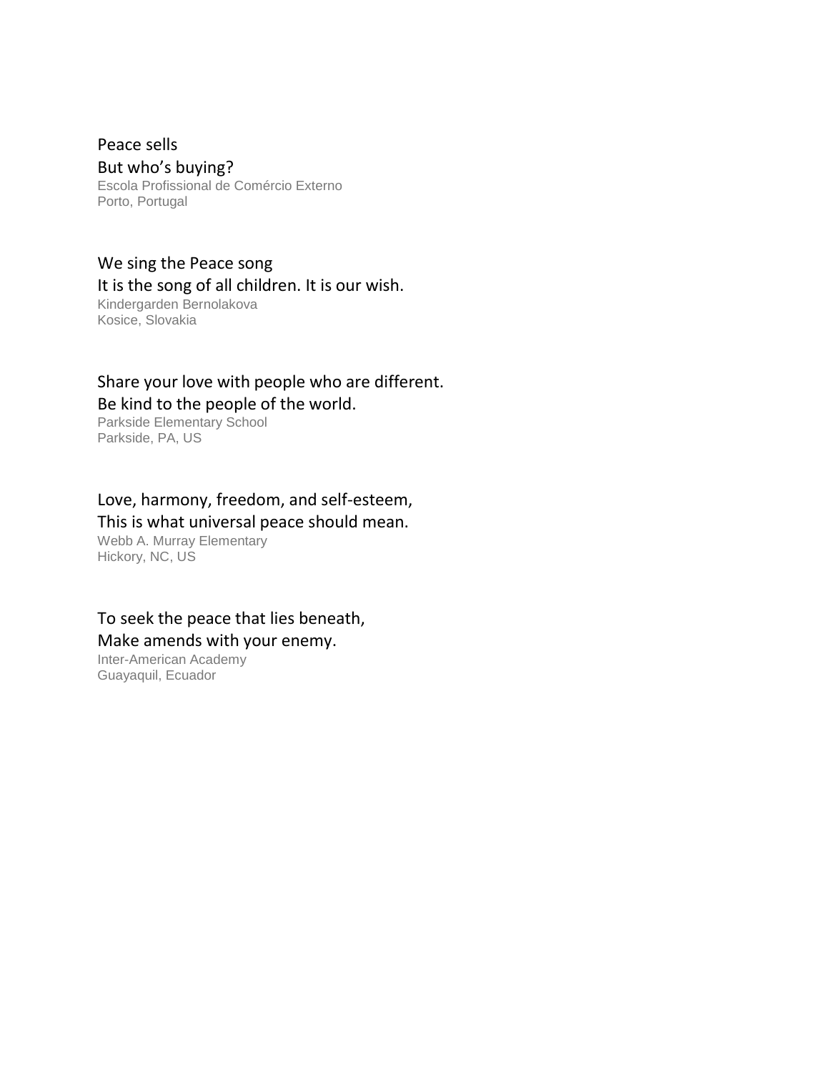Peace sells  
But who's buying?  
Escola Profissional de Comércio Externo  
Porto, Portugal

We sing the Peace song  
It is the song of all children. It is our wish.  
Kindergarden Bernolakova  
Kosice, Slovakia

Share your love with people who are different.  
Be kind to the people of the world.  
Parkside Elementary School  
Parkside, PA, US

Love, harmony, freedom, and self-esteem,  
This is what universal peace should mean.  
Webb A. Murray Elementary  
Hickory, NC, US

To seek the peace that lies beneath,  
Make amends with your enemy.  
Inter-American Academy  
Guayaquil, Ecuador